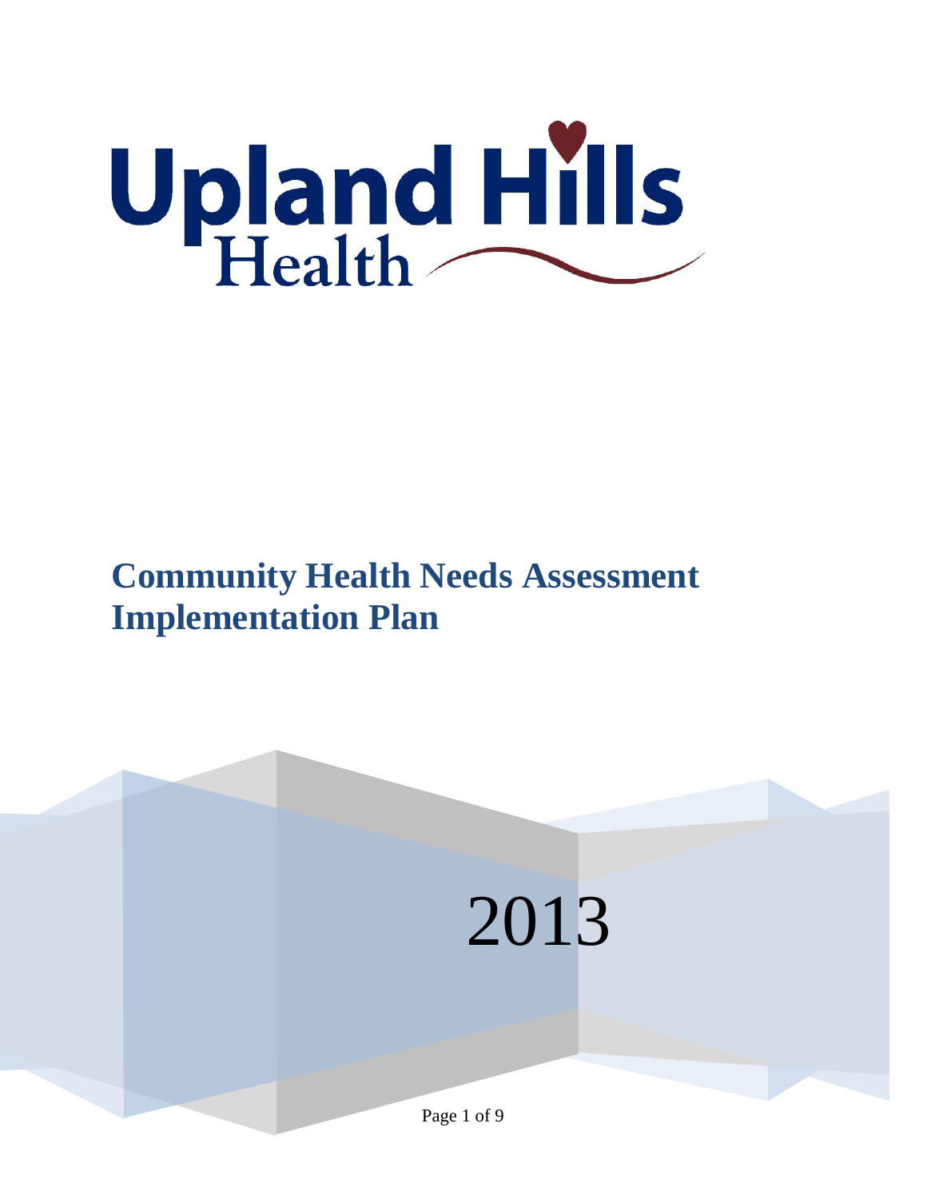Upland Hills Health

# Community Health Needs Assessment Implementation Plan

2013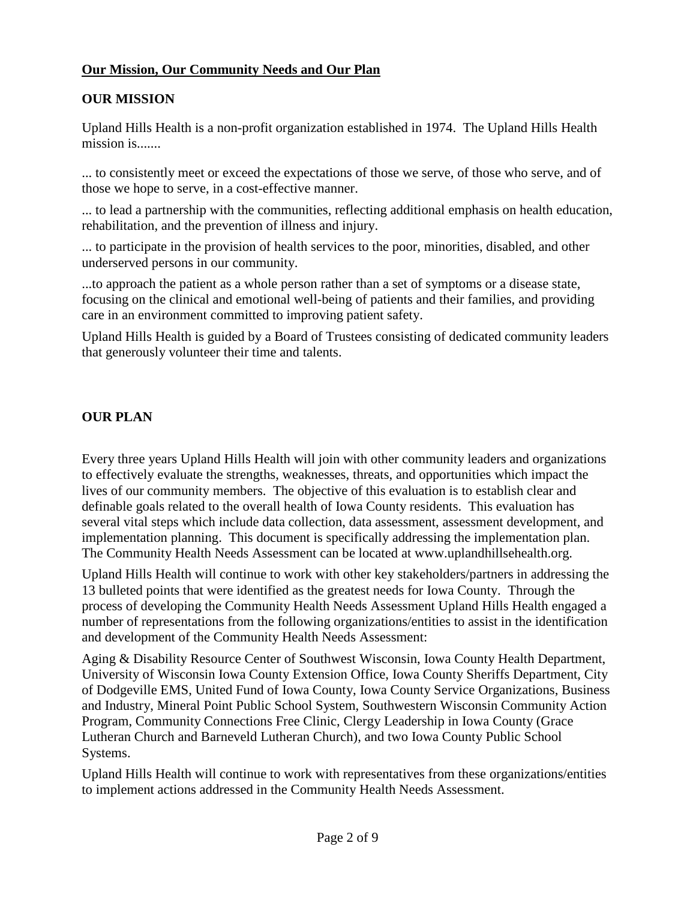## Our Mission, Our Community Needs and Our Plan

### OUR MISSION

Upland Hills Health is a non-profit organization established in 1974. The Upland Hills Health mission is.......

... to consistently meet or exceed the expectations of those we serve, of those who serve, and of those we hope to serve, in a cost-effective manner.

... to lead a partnership with the communities, reflecting additional emphasis on health education, rehabilitation, and the prevention of illness and injury.

... to participate in the provision of health services to the poor, minorities, disabled, and other underserved persons in our community.

...to approach the patient as a whole person rather than a set of symptoms or a disease state, focusing on the clinical and emotional well-being of patients and their families, and providing care in an environment committed to improving patient safety.

Upland Hills Health is guided by a Board of Trustees consisting of dedicated community leaders that generously volunteer their time and talents.

### OUR PLAN

Every three years Upland Hills Health will join with other community leaders and organizations to effectively evaluate the strengths, weaknesses, threats, and opportunities which impact the lives of our community members. The objective of this evaluation is to establish clear and definable goals related to the overall health of Iowa County residents. This evaluation has several vital steps which include data collection, data assessment, assessment development, and implementation planning. This document is specifically addressing the implementation plan. The Community Health Needs Assessment can be located at www.uplandhillsehealth.org.

Upland Hills Health will continue to work with other key stakeholders/partners in addressing the 13 bulleted points that were identified as the greatest needs for Iowa County. Through the process of developing the Community Health Needs Assessment Upland Hills Health engaged a number of representations from the following organizations/entities to assist in the identification and development of the Community Health Needs Assessment:

Aging & Disability Resource Center of Southwest Wisconsin, Iowa County Health Department, University of Wisconsin Iowa County Extension Office, Iowa County Sheriffs Department, City of Dodgeville EMS, United Fund of Iowa County, Iowa County Service Organizations, Business and Industry, Mineral Point Public School System, Southwestern Wisconsin Community Action Program, Community Connections Free Clinic, Clergy Leadership in Iowa County (Grace Lutheran Church and Barneveld Lutheran Church), and two Iowa County Public School Systems.

Upland Hills Health will continue to work with representatives from these organizations/entities to implement actions addressed in the Community Health Needs Assessment.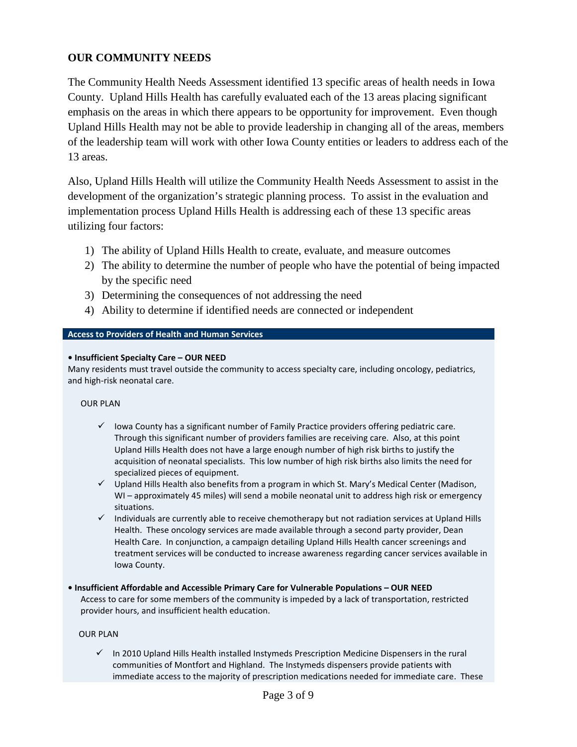## OUR COMMUNITY NEEDS

The Community Health Needs Assessment identified 13 specific areas of health needs in Iowa County. Upland Hills Health has carefully evaluated each of the 13 areas placing significant emphasis on the areas in which there appears to be opportunity for improvement. Even though Upland Hills Health may not be able to provide leadership in changing all of the areas, members of the leadership team will work with other Iowa County entities or leaders to address each of the 13 areas.

Also, Upland Hills Health will utilize the Community Health Needs Assessment to assist in the development of the organization's strategic planning process. To assist in the evaluation and implementation process Upland Hills Health is addressing each of these 13 specific areas utilizing four factors:

1) The ability of Upland Hills Health to create, evaluate, and measure outcomes
2) The ability to determine the number of people who have the potential of being impacted by the specific need
3) Determining the consequences of not addressing the need
4) Ability to determine if identified needs are connected or independent

### Access to Providers of Health and Human Services

**• Insufficient Specialty Care – OUR NEED**

Many residents must travel outside the community to access specialty care, including oncology, pediatrics, and high-risk neonatal care.

OUR PLAN

- ✓ Iowa County has a significant number of Family Practice providers offering pediatric care. Through this significant number of providers families are receiving care. Also, at this point Upland Hills Health does not have a large enough number of high risk births to justify the acquisition of neonatal specialists. This low number of high risk births also limits the need for specialized pieces of equipment.
- ✓ Upland Hills Health also benefits from a program in which St. Mary's Medical Center (Madison, WI – approximately 45 miles) will send a mobile neonatal unit to address high risk or emergency situations.
- ✓ Individuals are currently able to receive chemotherapy but not radiation services at Upland Hills Health. These oncology services are made available through a second party provider, Dean Health Care. In conjunction, a campaign detailing Upland Hills Health cancer screenings and treatment services will be conducted to increase awareness regarding cancer services available in Iowa County.

**• Insufficient Affordable and Accessible Primary Care for Vulnerable Populations – OUR NEED**

Access to care for some members of the community is impeded by a lack of transportation, restricted provider hours, and insufficient health education.

OUR PLAN

- ✓ In 2010 Upland Hills Health installed Instymeds Prescription Medicine Dispensers in the rural communities of Montfort and Highland. The Instymeds dispensers provide patients with immediate access to the majority of prescription medications needed for immediate care. These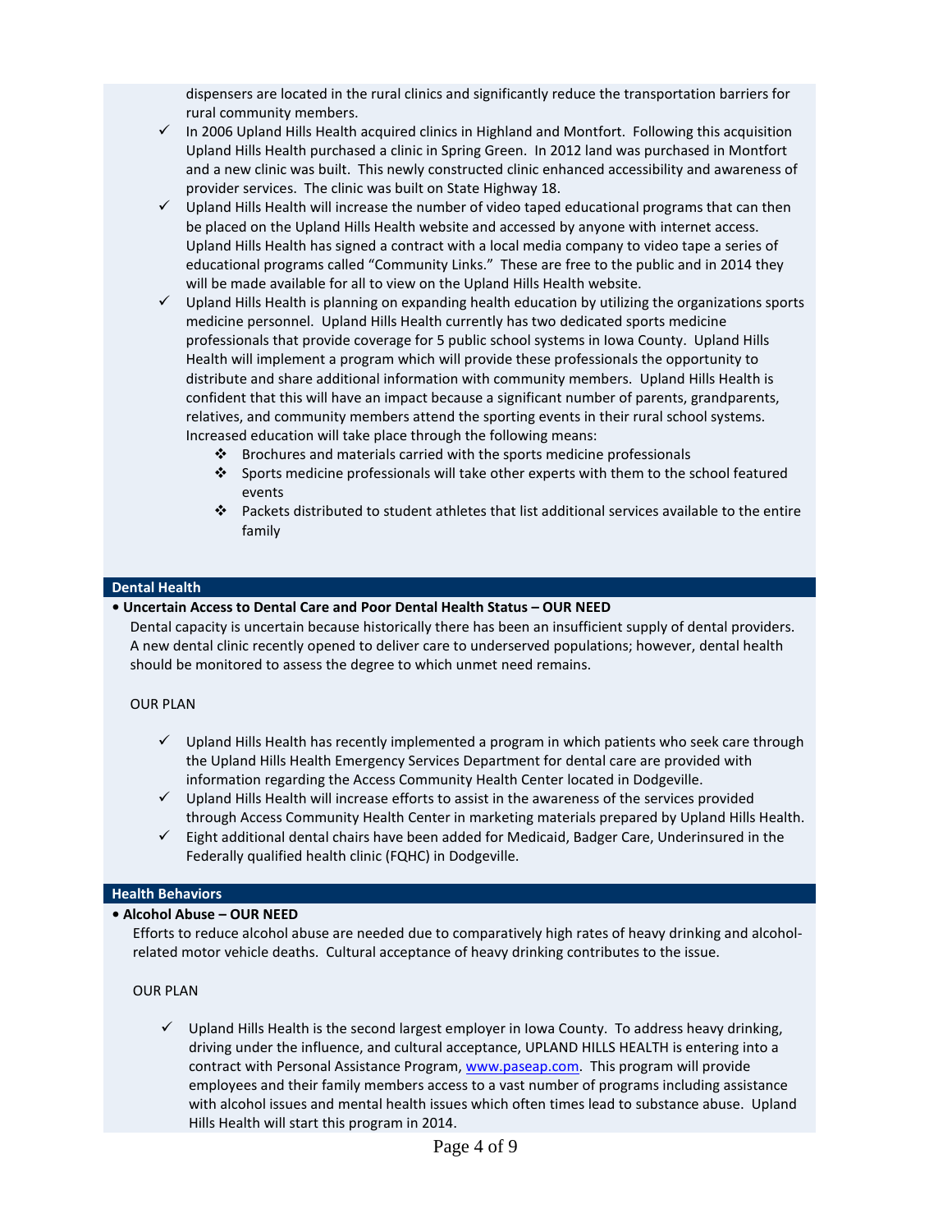dispensers are located in the rural clinics and significantly reduce the transportation barriers for rural community members.

- ✓ In 2006 Upland Hills Health acquired clinics in Highland and Montfort. Following this acquisition Upland Hills Health purchased a clinic in Spring Green. In 2012 land was purchased in Montfort and a new clinic was built. This newly constructed clinic enhanced accessibility and awareness of provider services. The clinic was built on State Highway 18.
- ✓ Upland Hills Health will increase the number of video taped educational programs that can then be placed on the Upland Hills Health website and accessed by anyone with internet access. Upland Hills Health has signed a contract with a local media company to video tape a series of educational programs called "Community Links." These are free to the public and in 2014 they will be made available for all to view on the Upland Hills Health website.
- ✓ Upland Hills Health is planning on expanding health education by utilizing the organizations sports medicine personnel. Upland Hills Health currently has two dedicated sports medicine professionals that provide coverage for 5 public school systems in Iowa County. Upland Hills Health will implement a program which will provide these professionals the opportunity to distribute and share additional information with community members. Upland Hills Health is confident that this will have an impact because a significant number of parents, grandparents, relatives, and community members attend the sporting events in their rural school systems. Increased education will take place through the following means:
  - ❖ Brochures and materials carried with the sports medicine professionals
  - ❖ Sports medicine professionals will take other experts with them to the school featured events
  - ❖ Packets distributed to student athletes that list additional services available to the entire family

## Dental Health

**• Uncertain Access to Dental Care and Poor Dental Health Status – OUR NEED**

Dental capacity is uncertain because historically there has been an insufficient supply of dental providers. A new dental clinic recently opened to deliver care to underserved populations; however, dental health should be monitored to assess the degree to which unmet need remains.

OUR PLAN

- ✓ Upland Hills Health has recently implemented a program in which patients who seek care through the Upland Hills Health Emergency Services Department for dental care are provided with information regarding the Access Community Health Center located in Dodgeville.
- ✓ Upland Hills Health will increase efforts to assist in the awareness of the services provided through Access Community Health Center in marketing materials prepared by Upland Hills Health.
- ✓ Eight additional dental chairs have been added for Medicaid, Badger Care, Underinsured in the Federally qualified health clinic (FQHC) in Dodgeville.

## Health Behaviors

**• Alcohol Abuse – OUR NEED**

Efforts to reduce alcohol abuse are needed due to comparatively high rates of heavy drinking and alcohol-related motor vehicle deaths. Cultural acceptance of heavy drinking contributes to the issue.

OUR PLAN

- ✓ Upland Hills Health is the second largest employer in Iowa County. To address heavy drinking, driving under the influence, and cultural acceptance, UPLAND HILLS HEALTH is entering into a contract with Personal Assistance Program, www.paseap.com. This program will provide employees and their family members access to a vast number of programs including assistance with alcohol issues and mental health issues which often times lead to substance abuse. Upland Hills Health will start this program in 2014.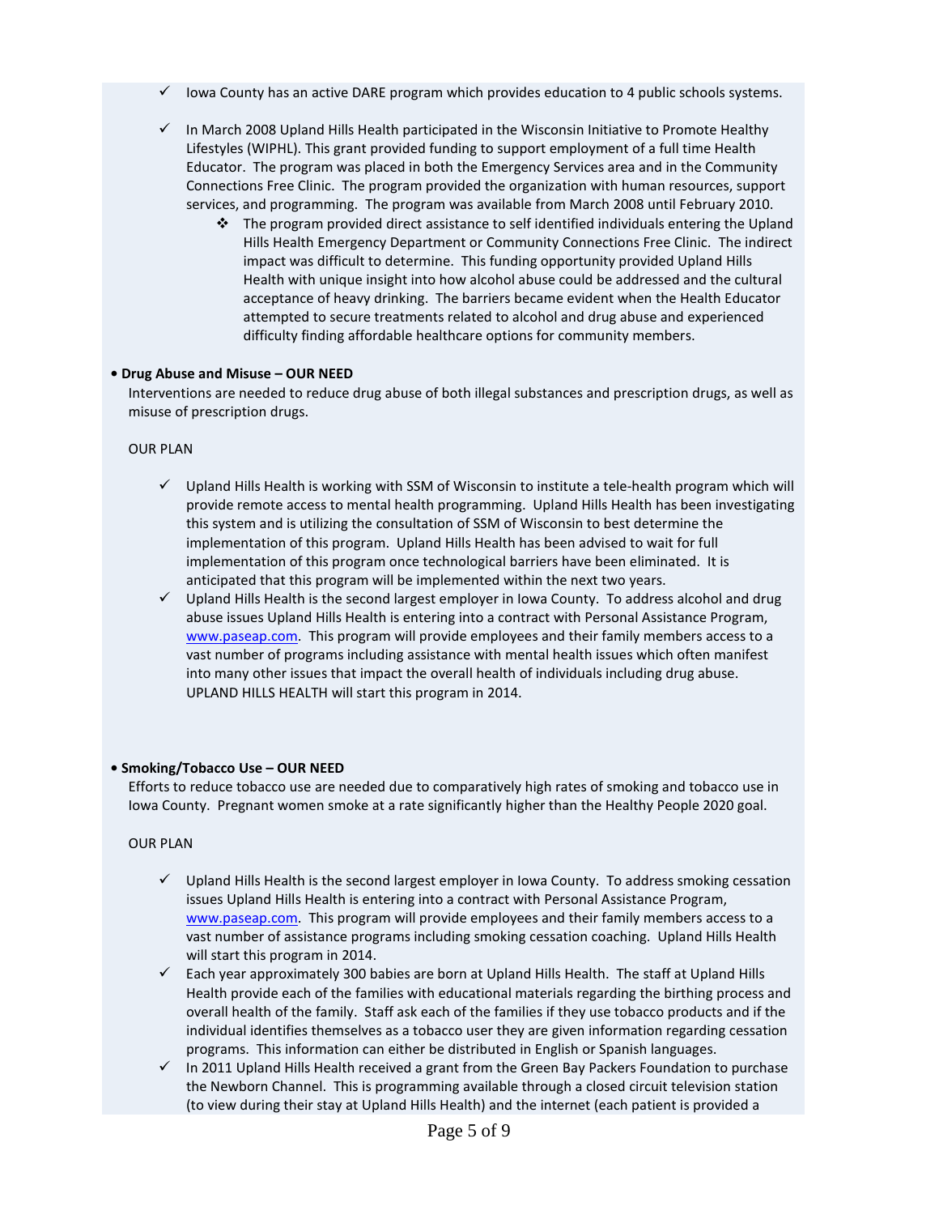- ✓ Iowa County has an active DARE program which provides education to 4 public schools systems.
- ✓ In March 2008 Upland Hills Health participated in the Wisconsin Initiative to Promote Healthy Lifestyles (WIPHL). This grant provided funding to support employment of a full time Health Educator. The program was placed in both the Emergency Services area and in the Community Connections Free Clinic. The program provided the organization with human resources, support services, and programming. The program was available from March 2008 until February 2010.
  - ❖ The program provided direct assistance to self identified individuals entering the Upland Hills Health Emergency Department or Community Connections Free Clinic. The indirect impact was difficult to determine. This funding opportunity provided Upland Hills Health with unique insight into how alcohol abuse could be addressed and the cultural acceptance of heavy drinking. The barriers became evident when the Health Educator attempted to secure treatments related to alcohol and drug abuse and experienced difficulty finding affordable healthcare options for community members.

• **Drug Abuse and Misuse – OUR NEED**

Interventions are needed to reduce drug abuse of both illegal substances and prescription drugs, as well as misuse of prescription drugs.

OUR PLAN

- ✓ Upland Hills Health is working with SSM of Wisconsin to institute a tele-health program which will provide remote access to mental health programming. Upland Hills Health has been investigating this system and is utilizing the consultation of SSM of Wisconsin to best determine the implementation of this program. Upland Hills Health has been advised to wait for full implementation of this program once technological barriers have been eliminated. It is anticipated that this program will be implemented within the next two years.
- ✓ Upland Hills Health is the second largest employer in Iowa County. To address alcohol and drug abuse issues Upland Hills Health is entering into a contract with Personal Assistance Program, www.paseap.com. This program will provide employees and their family members access to a vast number of programs including assistance with mental health issues which often manifest into many other issues that impact the overall health of individuals including drug abuse. UPLAND HILLS HEALTH will start this program in 2014.

• **Smoking/Tobacco Use – OUR NEED**

Efforts to reduce tobacco use are needed due to comparatively high rates of smoking and tobacco use in Iowa County. Pregnant women smoke at a rate significantly higher than the Healthy People 2020 goal.

OUR PLAN

- ✓ Upland Hills Health is the second largest employer in Iowa County. To address smoking cessation issues Upland Hills Health is entering into a contract with Personal Assistance Program, www.paseap.com. This program will provide employees and their family members access to a vast number of assistance programs including smoking cessation coaching. Upland Hills Health will start this program in 2014.
- ✓ Each year approximately 300 babies are born at Upland Hills Health. The staff at Upland Hills Health provide each of the families with educational materials regarding the birthing process and overall health of the family. Staff ask each of the families if they use tobacco products and if the individual identifies themselves as a tobacco user they are given information regarding cessation programs. This information can either be distributed in English or Spanish languages.
- ✓ In 2011 Upland Hills Health received a grant from the Green Bay Packers Foundation to purchase the Newborn Channel. This is programming available through a closed circuit television station (to view during their stay at Upland Hills Health) and the internet (each patient is provided a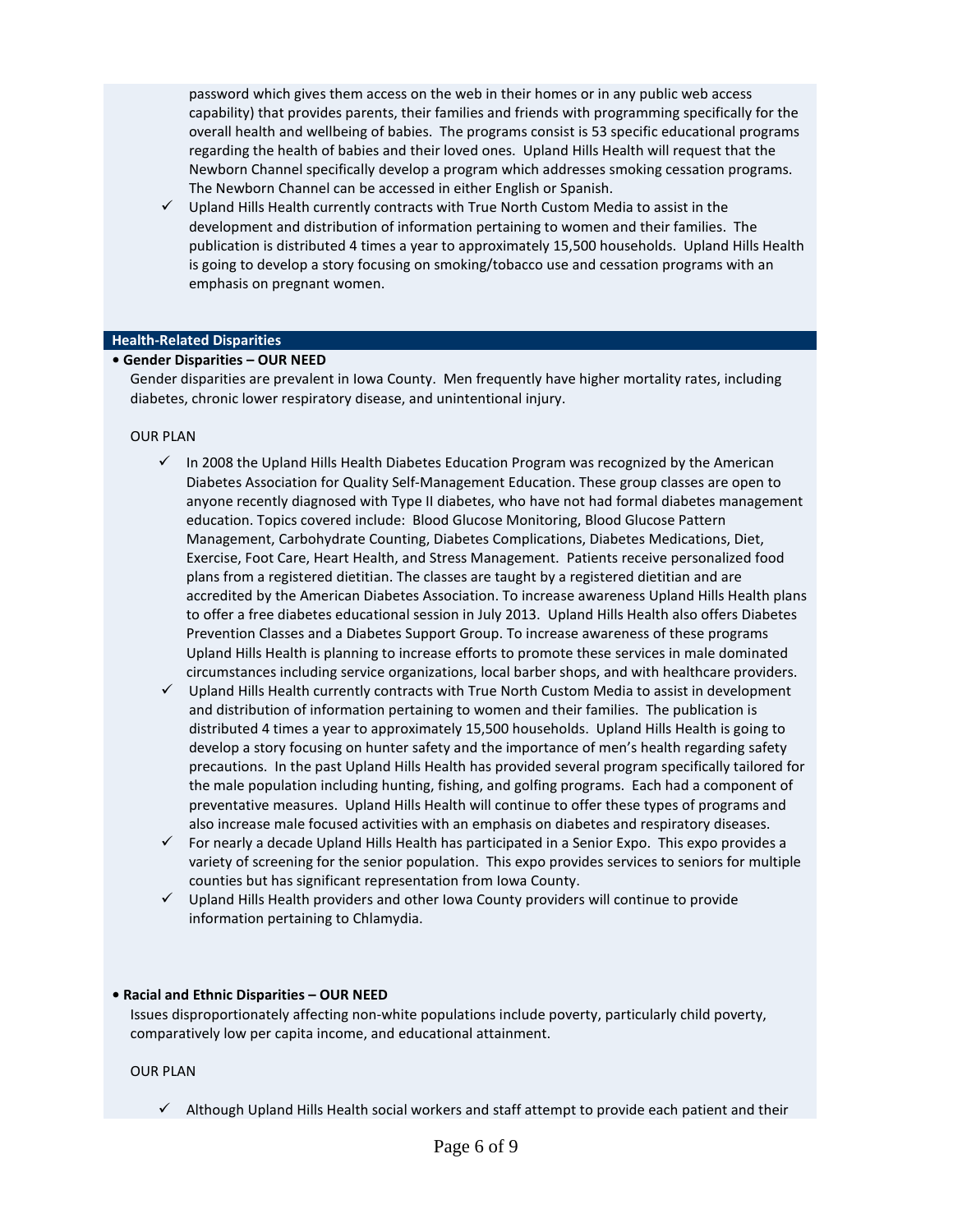password which gives them access on the web in their homes or in any public web access capability) that provides parents, their families and friends with programming specifically for the overall health and wellbeing of babies. The programs consist is 53 specific educational programs regarding the health of babies and their loved ones. Upland Hills Health will request that the Newborn Channel specifically develop a program which addresses smoking cessation programs. The Newborn Channel can be accessed in either English or Spanish.

- ✓ Upland Hills Health currently contracts with True North Custom Media to assist in the development and distribution of information pertaining to women and their families. The publication is distributed 4 times a year to approximately 15,500 households. Upland Hills Health is going to develop a story focusing on smoking/tobacco use and cessation programs with an emphasis on pregnant women.

## Health-Related Disparities

**• Gender Disparities – OUR NEED**

Gender disparities are prevalent in Iowa County. Men frequently have higher mortality rates, including diabetes, chronic lower respiratory disease, and unintentional injury.

OUR PLAN

- ✓ In 2008 the Upland Hills Health Diabetes Education Program was recognized by the American Diabetes Association for Quality Self-Management Education. These group classes are open to anyone recently diagnosed with Type II diabetes, who have not had formal diabetes management education. Topics covered include: Blood Glucose Monitoring, Blood Glucose Pattern Management, Carbohydrate Counting, Diabetes Complications, Diabetes Medications, Diet, Exercise, Foot Care, Heart Health, and Stress Management. Patients receive personalized food plans from a registered dietitian. The classes are taught by a registered dietitian and are accredited by the American Diabetes Association. To increase awareness Upland Hills Health plans to offer a free diabetes educational session in July 2013. Upland Hills Health also offers Diabetes Prevention Classes and a Diabetes Support Group. To increase awareness of these programs Upland Hills Health is planning to increase efforts to promote these services in male dominated circumstances including service organizations, local barber shops, and with healthcare providers.
- ✓ Upland Hills Health currently contracts with True North Custom Media to assist in development and distribution of information pertaining to women and their families. The publication is distributed 4 times a year to approximately 15,500 households. Upland Hills Health is going to develop a story focusing on hunter safety and the importance of men's health regarding safety precautions. In the past Upland Hills Health has provided several program specifically tailored for the male population including hunting, fishing, and golfing programs. Each had a component of preventative measures. Upland Hills Health will continue to offer these types of programs and also increase male focused activities with an emphasis on diabetes and respiratory diseases.
- ✓ For nearly a decade Upland Hills Health has participated in a Senior Expo. This expo provides a variety of screening for the senior population. This expo provides services to seniors for multiple counties but has significant representation from Iowa County.
- ✓ Upland Hills Health providers and other Iowa County providers will continue to provide information pertaining to Chlamydia.

**• Racial and Ethnic Disparities – OUR NEED**

Issues disproportionately affecting non-white populations include poverty, particularly child poverty, comparatively low per capita income, and educational attainment.

OUR PLAN

- ✓ Although Upland Hills Health social workers and staff attempt to provide each patient and their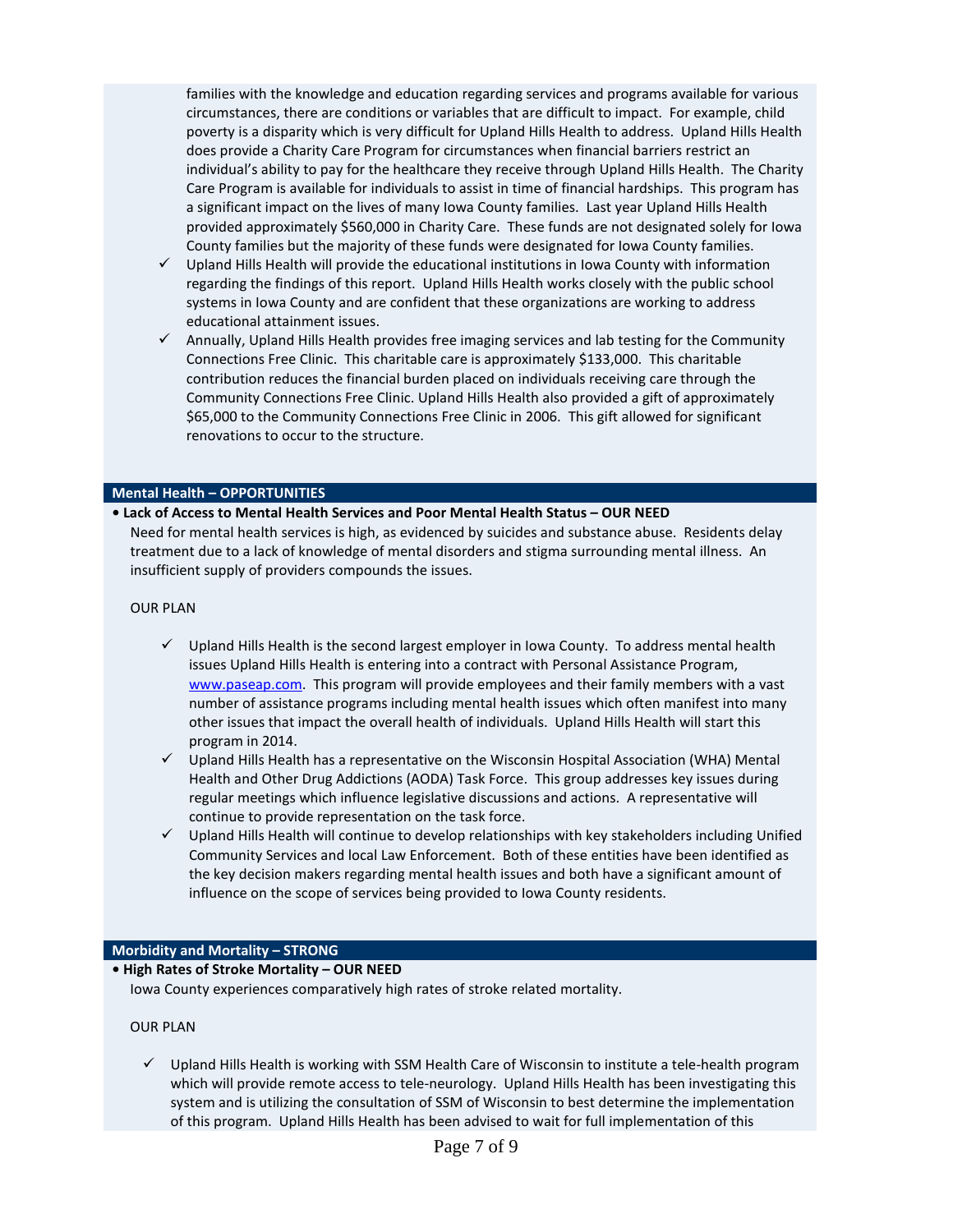families with the knowledge and education regarding services and programs available for various circumstances, there are conditions or variables that are difficult to impact. For example, child poverty is a disparity which is very difficult for Upland Hills Health to address. Upland Hills Health does provide a Charity Care Program for circumstances when financial barriers restrict an individual's ability to pay for the healthcare they receive through Upland Hills Health. The Charity Care Program is available for individuals to assist in time of financial hardships. This program has a significant impact on the lives of many Iowa County families. Last year Upland Hills Health provided approximately $560,000 in Charity Care. These funds are not designated solely for Iowa County families but the majority of these funds were designated for Iowa County families.

- ✓ Upland Hills Health will provide the educational institutions in Iowa County with information regarding the findings of this report. Upland Hills Health works closely with the public school systems in Iowa County and are confident that these organizations are working to address educational attainment issues.
- ✓ Annually, Upland Hills Health provides free imaging services and lab testing for the Community Connections Free Clinic. This charitable care is approximately $133,000. This charitable contribution reduces the financial burden placed on individuals receiving care through the Community Connections Free Clinic. Upland Hills Health also provided a gift of approximately $65,000 to the Community Connections Free Clinic in 2006. This gift allowed for significant renovations to occur to the structure.

## Mental Health – OPPORTUNITIES

**• Lack of Access to Mental Health Services and Poor Mental Health Status – OUR NEED**

Need for mental health services is high, as evidenced by suicides and substance abuse. Residents delay treatment due to a lack of knowledge of mental disorders and stigma surrounding mental illness. An insufficient supply of providers compounds the issues.

OUR PLAN

- ✓ Upland Hills Health is the second largest employer in Iowa County. To address mental health issues Upland Hills Health is entering into a contract with Personal Assistance Program, [www.paseap.com](http://www.paseap.com). This program will provide employees and their family members with a vast number of assistance programs including mental health issues which often manifest into many other issues that impact the overall health of individuals. Upland Hills Health will start this program in 2014.
- ✓ Upland Hills Health has a representative on the Wisconsin Hospital Association (WHA) Mental Health and Other Drug Addictions (AODA) Task Force. This group addresses key issues during regular meetings which influence legislative discussions and actions. A representative will continue to provide representation on the task force.
- ✓ Upland Hills Health will continue to develop relationships with key stakeholders including Unified Community Services and local Law Enforcement. Both of these entities have been identified as the key decision makers regarding mental health issues and both have a significant amount of influence on the scope of services being provided to Iowa County residents.

## Morbidity and Mortality – STRONG

**• High Rates of Stroke Mortality – OUR NEED**

Iowa County experiences comparatively high rates of stroke related mortality.

OUR PLAN

- ✓ Upland Hills Health is working with SSM Health Care of Wisconsin to institute a tele-health program which will provide remote access to tele-neurology. Upland Hills Health has been investigating this system and is utilizing the consultation of SSM of Wisconsin to best determine the implementation of this program. Upland Hills Health has been advised to wait for full implementation of this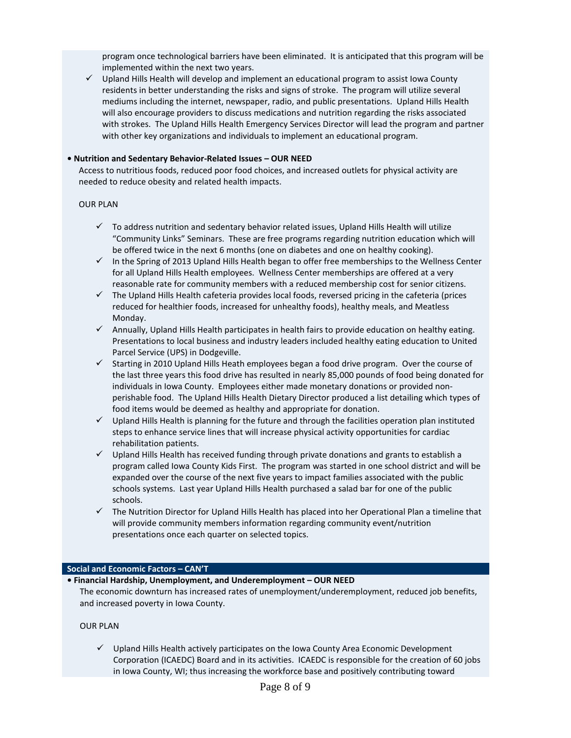program once technological barriers have been eliminated. It is anticipated that this program will be implemented within the next two years.

- ✓ Upland Hills Health will develop and implement an educational program to assist Iowa County residents in better understanding the risks and signs of stroke. The program will utilize several mediums including the internet, newspaper, radio, and public presentations. Upland Hills Health will also encourage providers to discuss medications and nutrition regarding the risks associated with strokes. The Upland Hills Health Emergency Services Director will lead the program and partner with other key organizations and individuals to implement an educational program.

**• Nutrition and Sedentary Behavior-Related Issues – OUR NEED**

Access to nutritious foods, reduced poor food choices, and increased outlets for physical activity are needed to reduce obesity and related health impacts.

OUR PLAN

- ✓ To address nutrition and sedentary behavior related issues, Upland Hills Health will utilize "Community Links" Seminars. These are free programs regarding nutrition education which will be offered twice in the next 6 months (one on diabetes and one on healthy cooking).
- ✓ In the Spring of 2013 Upland Hills Health began to offer free memberships to the Wellness Center for all Upland Hills Health employees. Wellness Center memberships are offered at a very reasonable rate for community members with a reduced membership cost for senior citizens.
- ✓ The Upland Hills Health cafeteria provides local foods, reversed pricing in the cafeteria (prices reduced for healthier foods, increased for unhealthy foods), healthy meals, and Meatless Monday.
- ✓ Annually, Upland Hills Health participates in health fairs to provide education on healthy eating. Presentations to local business and industry leaders included healthy eating education to United Parcel Service (UPS) in Dodgeville.
- ✓ Starting in 2010 Upland Hills Heath employees began a food drive program. Over the course of the last three years this food drive has resulted in nearly 85,000 pounds of food being donated for individuals in Iowa County. Employees either made monetary donations or provided non-perishable food. The Upland Hills Health Dietary Director produced a list detailing which types of food items would be deemed as healthy and appropriate for donation.
- ✓ Upland Hills Health is planning for the future and through the facilities operation plan instituted steps to enhance service lines that will increase physical activity opportunities for cardiac rehabilitation patients.
- ✓ Upland Hills Health has received funding through private donations and grants to establish a program called Iowa County Kids First. The program was started in one school district and will be expanded over the course of the next five years to impact families associated with the public schools systems. Last year Upland Hills Health purchased a salad bar for one of the public schools.
- ✓ The Nutrition Director for Upland Hills Health has placed into her Operational Plan a timeline that will provide community members information regarding community event/nutrition presentations once each quarter on selected topics.

## Social and Economic Factors – CAN'T

**• Financial Hardship, Unemployment, and Underemployment – OUR NEED**

The economic downturn has increased rates of unemployment/underemployment, reduced job benefits, and increased poverty in Iowa County.

OUR PLAN

- ✓ Upland Hills Health actively participates on the Iowa County Area Economic Development Corporation (ICAEDC) Board and in its activities. ICAEDC is responsible for the creation of 60 jobs in Iowa County, WI; thus increasing the workforce base and positively contributing toward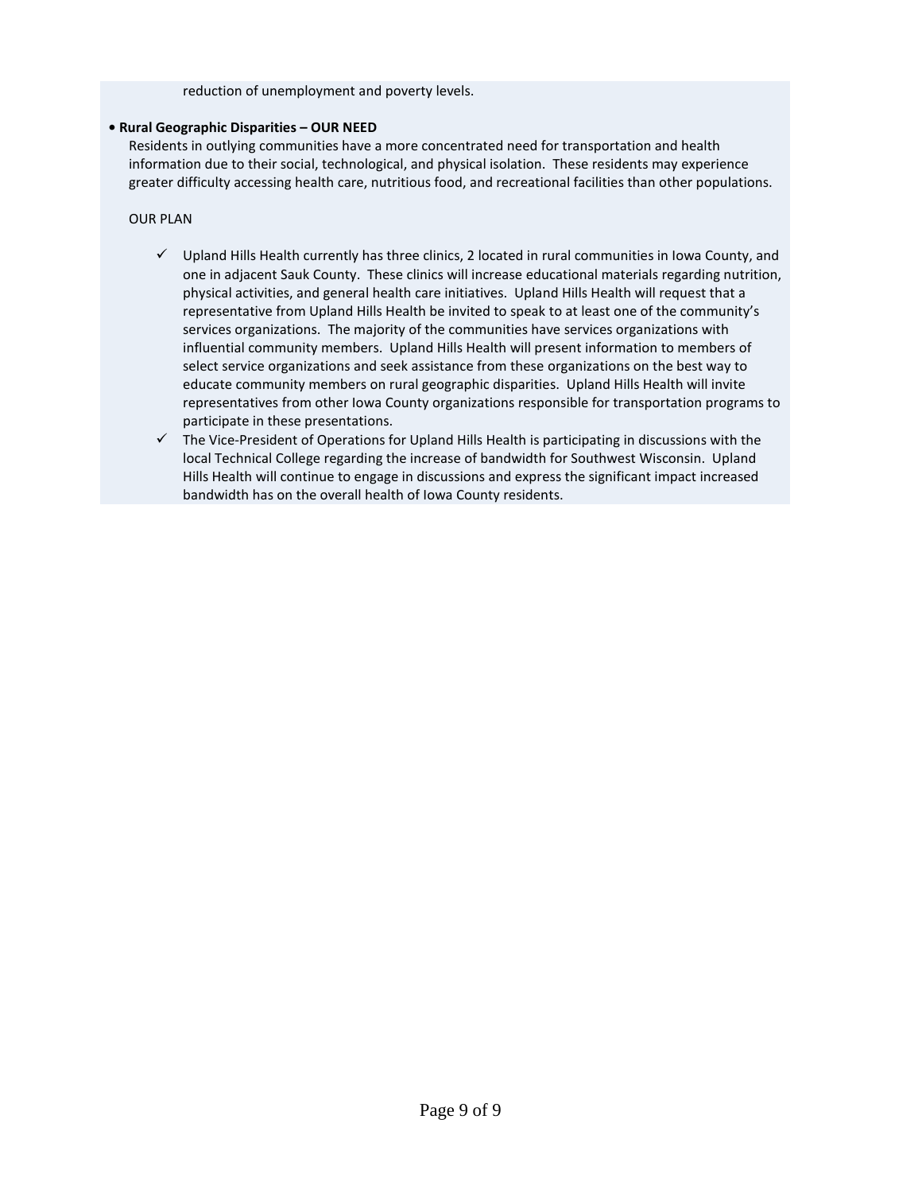reduction of unemployment and poverty levels.

- **Rural Geographic Disparities – OUR NEED**

  Residents in outlying communities have a more concentrated need for transportation and health information due to their social, technological, and physical isolation. These residents may experience greater difficulty accessing health care, nutritious food, and recreational facilities than other populations.

  OUR PLAN

  - ✓ Upland Hills Health currently has three clinics, 2 located in rural communities in Iowa County, and one in adjacent Sauk County. These clinics will increase educational materials regarding nutrition, physical activities, and general health care initiatives. Upland Hills Health will request that a representative from Upland Hills Health be invited to speak to at least one of the community's services organizations. The majority of the communities have services organizations with influential community members. Upland Hills Health will present information to members of select service organizations and seek assistance from these organizations on the best way to educate community members on rural geographic disparities. Upland Hills Health will invite representatives from other Iowa County organizations responsible for transportation programs to participate in these presentations.
  - ✓ The Vice-President of Operations for Upland Hills Health is participating in discussions with the local Technical College regarding the increase of bandwidth for Southwest Wisconsin. Upland Hills Health will continue to engage in discussions and express the significant impact increased bandwidth has on the overall health of Iowa County residents.